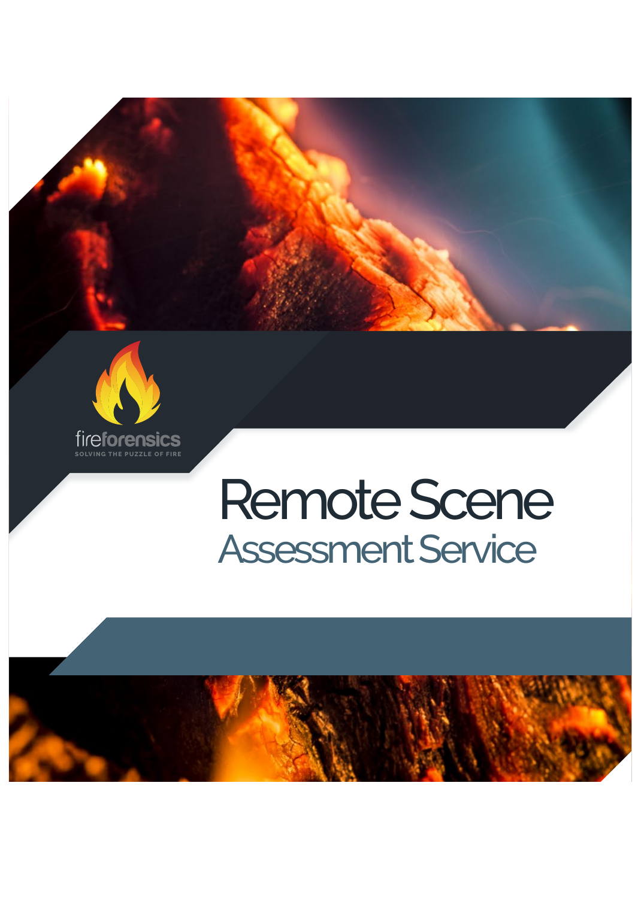fireforensics

SOLVING THE PUZZLE OF FIRE

# Remote Scene

## Assessment Service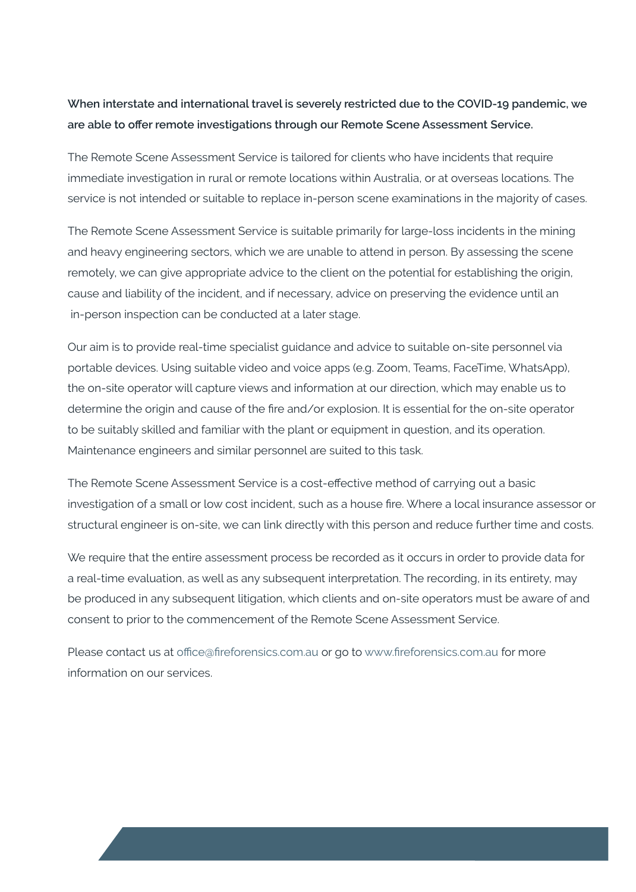**When interstate and international travel is severely restricted due to the COVID-19 pandemic, we are able to offer remote investigations through our Remote Scene Assessment Service.**

The Remote Scene Assessment Service is tailored for clients who have incidents that require immediate investigation in rural or remote locations within Australia, or at overseas locations. The service is not intended or suitable to replace in-person scene examinations in the majority of cases.

The Remote Scene Assessment Service is suitable primarily for large-loss incidents in the mining and heavy engineering sectors, which we are unable to attend in person. By assessing the scene remotely, we can give appropriate advice to the client on the potential for establishing the origin, cause and liability of the incident, and if necessary, advice on preserving the evidence until an in-person inspection can be conducted at a later stage.

Our aim is to provide real-time specialist guidance and advice to suitable on-site personnel via portable devices. Using suitable video and voice apps (e.g. Zoom, Teams, FaceTime, WhatsApp), the on-site operator will capture views and information at our direction, which may enable us to determine the origin and cause of the fire and/or explosion. It is essential for the on-site operator to be suitably skilled and familiar with the plant or equipment in question, and its operation. Maintenance engineers and similar personnel are suited to this task.

The Remote Scene Assessment Service is a cost-effective method of carrying out a basic investigation of a small or low cost incident, such as a house fire. Where a local insurance assessor or structural engineer is on-site, we can link directly with this person and reduce further time and costs.

We require that the entire assessment process be recorded as it occurs in order to provide data for a real-time evaluation, as well as any subsequent interpretation. The recording, in its entirety, may be produced in any subsequent litigation, which clients and on-site operators must be aware of and consent to prior to the commencement of the Remote Scene Assessment Service.

Please contact us at office@fireforensics.com.au or go to www.fireforensics.com.au for more information on our services.